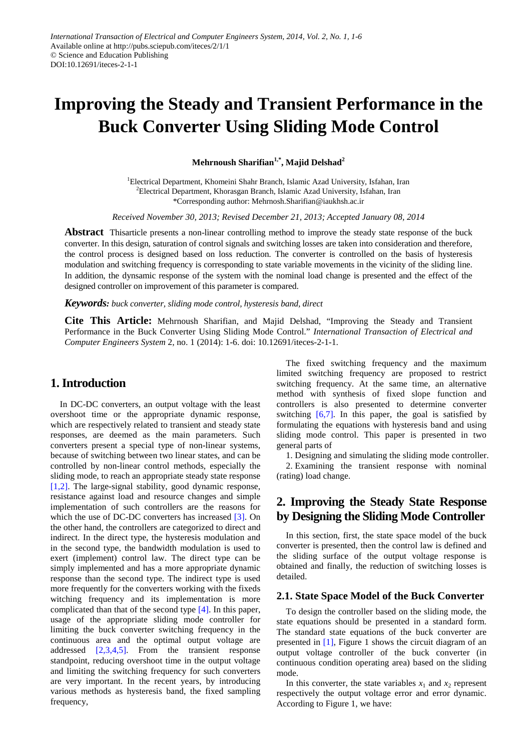International Transaction of Electrical and Computer Engineers System, 2014, Vol. 2, No. 1, 1-6
Available online at http://pubs.sciepub.com/iteces/2/1/1
© Science and Education Publishing
DOI:10.12691/iteces-2-1-1

# Improving the Steady and Transient Performance in the Buck Converter Using Sliding Mode Control

**Mehrnoush Sharifian[1,*], Majid Delshad[2]**

[1]Electrical Department, Khomeini Shahr Branch, Islamic Azad University, Isfahan, Iran
[2]Electrical Department, Khorasgan Branch, Islamic Azad University, Isfahan, Iran
*Corresponding author: Mehrnosh.Sharifian@iaukhsh.ac.ir

*Received November 30, 2013; Revised December 21, 2013; Accepted January 08, 2014*

**Abstract** Thisarticle presents a non-linear controlling method to improve the steady state response of the buck converter. In this design, saturation of control signals and switching losses are taken into consideration and therefore, the control process is designed based on loss reduction. The converter is controlled on the basis of hysteresis modulation and switching frequency is corresponding to state variable movements in the vicinity of the sliding line. In addition, the dynsamic response of the system with the nominal load change is presented and the effect of the designed controller on improvement of this parameter is compared.

***Keywords:*** *buck converter, sliding mode control, hysteresis band, direct*

**Cite This Article:** Mehrnoush Sharifian, and Majid Delshad, "Improving the Steady and Transient Performance in the Buck Converter Using Sliding Mode Control." *International Transaction of Electrical and Computer Engineers System* 2, no. 1 (2014): 1-6. doi: 10.12691/iteces-2-1-1.

## 1. Introduction

In DC-DC converters, an output voltage with the least overshoot time or the appropriate dynamic response, which are respectively related to transient and steady state responses, are deemed as the main parameters. Such converters present a special type of non-linear systems, because of switching between two linear states, and can be controlled by non-linear control methods, especially the sliding mode, to reach an appropriate steady state response [1,2]. The large-signal stability, good dynamic response, resistance against load and resource changes and simple implementation of such controllers are the reasons for which the use of DC-DC converters has increased [3]. On the other hand, the controllers are categorized to direct and indirect. In the direct type, the hysteresis modulation and in the second type, the bandwidth modulation is used to exert (implement) control law. The direct type can be simply implemented and has a more appropriate dynamic response than the second type. The indirect type is used more frequently for the converters working with the fixeds witching frequency and its implementation is more complicated than that of the second type [4]. In this paper, usage of the appropriate sliding mode controller for limiting the buck converter switching frequency in the continuous area and the optimal output voltage are addressed [2,3,4,5]. From the transient response standpoint, reducing overshoot time in the output voltage and limiting the switching frequency for such converters are very important. In the recent years, by introducing various methods as hysteresis band, the fixed sampling frequency,

The fixed switching frequency and the maximum limited switching frequency are proposed to restrict switching frequency. At the same time, an alternative method with synthesis of fixed slope function and controllers is also presented to determine converter switching [6,7]. In this paper, the goal is satisfied by formulating the equations with hysteresis band and using sliding mode control. This paper is presented in two general parts of

1. Designing and simulating the sliding mode controller.
2. Examining the transient response with nominal (rating) load change.

## 2. Improving the Steady State Response by Designing the Sliding Mode Controller

In this section, first, the state space model of the buck converter is presented, then the control law is defined and the sliding surface of the output voltage response is obtained and finally, the reduction of switching losses is detailed.

### 2.1. State Space Model of the Buck Converter

To design the controller based on the sliding mode, the state equations should be presented in a standard form. The standard state equations of the buck converter are presented in [1], Figure 1 shows the circuit diagram of an output voltage controller of the buck converter (in continuous condition operating area) based on the sliding mode.

In this converter, the state variables $x_1$ and $x_2$ represent respectively the output voltage error and error dynamic. According to Figure 1, we have: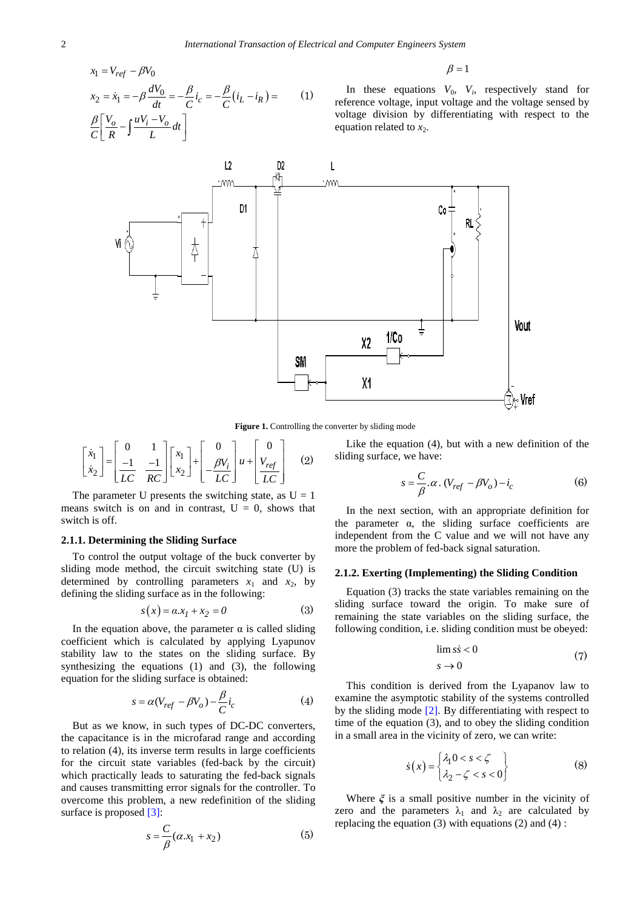$$x_1 = V_{ref} - \beta V_0$$

$$x_2 = \dot{x}_1 = -\beta \frac{dV_0}{dt} = -\frac{\beta}{C} i_c = -\frac{\beta}{C}(i_L - i_R) = \frac{\beta}{C}\left[\frac{V_o}{R} - \int \frac{uV_i - V_o}{L} dt\right] \tag{1}$$

$$\beta = 1$$

In these equations $V_0$, $V_i$, respectively stand for reference voltage, input voltage and the voltage sensed by voltage division by differentiating with respect to the equation related to $x_2$.

**Figure 1.** Controlling the converter by sliding mode

$$\begin{bmatrix} \dot{x}_1 \\ \dot{x}_2 \end{bmatrix} = \begin{bmatrix} 0 & 1 \\ \frac{-1}{LC} & \frac{-1}{RC} \end{bmatrix} \begin{bmatrix} x_1 \\ x_2 \end{bmatrix} + \begin{bmatrix} 0 \\ -\frac{\beta V_i}{LC} \end{bmatrix} u + \begin{bmatrix} 0 \\ \frac{V_{ref}}{LC} \end{bmatrix} \tag{2}$$

The parameter U presents the switching state, as U = 1 means switch is on and in contrast, U = 0, shows that switch is off.

### 2.1.1. Determining the Sliding Surface

To control the output voltage of the buck converter by sliding mode method, the circuit switching state (U) is determined by controlling parameters $x_1$ and $x_2$, by defining the sliding surface as in the following:

$$s(x) = \alpha . x_1 + x_2 = 0 \tag{3}$$

In the equation above, the parameter α is called sliding coefficient which is calculated by applying Lyapunov stability law to the states on the sliding surface. By synthesizing the equations (1) and (3), the following equation for the sliding surface is obtained:

$$s = \alpha(V_{ref} - \beta V_o) - \frac{\beta}{C} i_c \tag{4}$$

But as we know, in such types of DC-DC converters, the capacitance is in the microfarad range and according to relation (4), its inverse term results in large coefficients for the circuit state variables (fed-back by the circuit) which practically leads to saturating the fed-back signals and causes transmitting error signals for the controller. To overcome this problem, a new redefinition of the sliding surface is proposed [3]:

$$s = \frac{C}{\beta}(\alpha . x_1 + x_2) \tag{5}$$

Like the equation (4), but with a new definition of the sliding surface, we have:

$$s = \frac{C}{\beta} . \alpha . (V_{ref} - \beta V_o) - i_c \tag{6}$$

In the next section, with an appropriate definition for the parameter α, the sliding surface coefficients are independent from the C value and we will not have any more the problem of fed-back signal saturation.

### 2.1.2. Exerting (Implementing) the Sliding Condition

Equation (3) tracks the state variables remaining on the sliding surface toward the origin. To make sure of remaining the state variables on the sliding surface, the following condition, i.e. sliding condition must be obeyed:

$$\lim_{s \to 0} s\dot{s} < 0 \tag{7}$$

This condition is derived from the Lyapanov law to examine the asymptotic stability of the systems controlled by the sliding mode [2]. By differentiating with respect to time of the equation (3), and to obey the sliding condition in a small area in the vicinity of zero, we can write:

$$\dot{s}(x) = \begin{Bmatrix} \lambda_1 0 < s < \zeta \\ \lambda_2 - \zeta < s < 0 \end{Bmatrix} \tag{8}$$

Where $\xi$ is a small positive number in the vicinity of zero and the parameters $\lambda_1$ and $\lambda_2$ are calculated by replacing the equation (3) with equations (2) and (4) :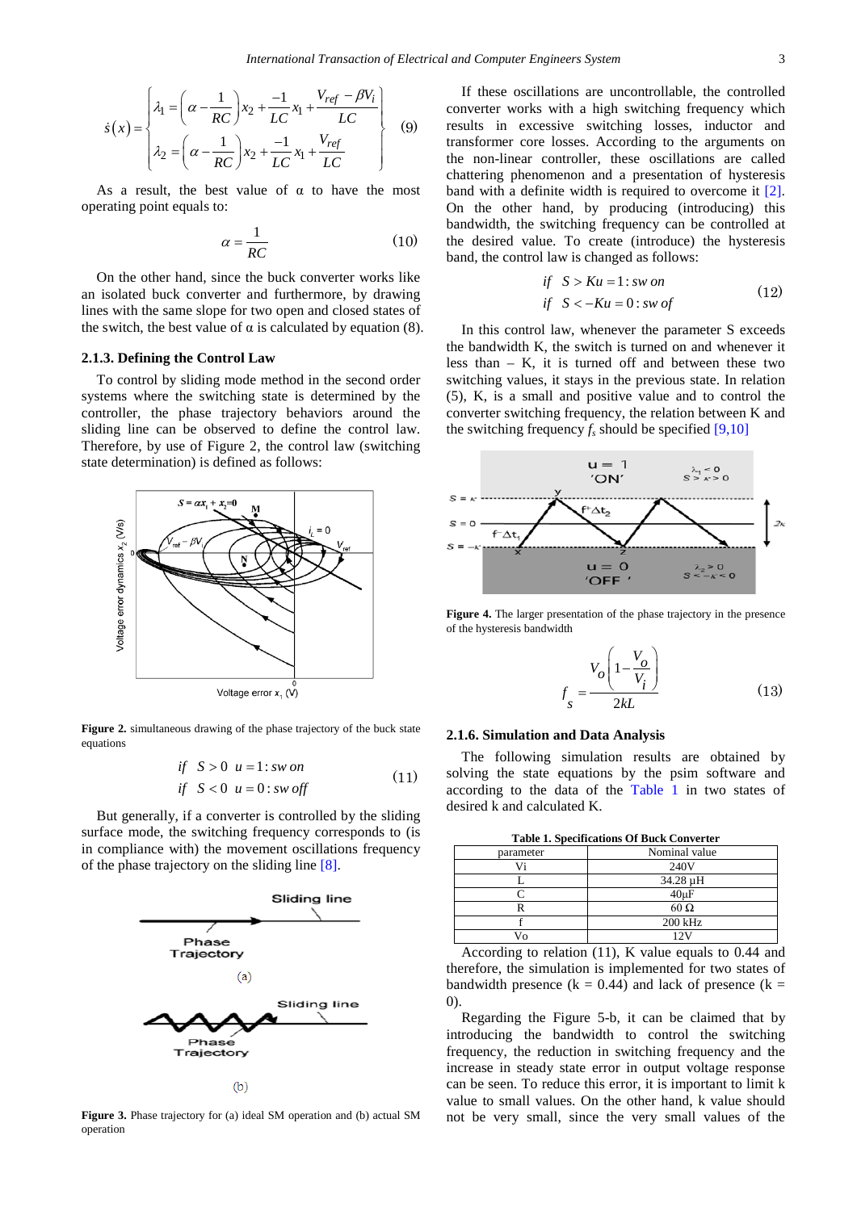$$\dot{s}(x) = \begin{cases} \lambda_1 = \left(\alpha - \dfrac{1}{RC}\right)x_2 + \dfrac{-1}{LC}x_1 + \dfrac{V_{ref} - \beta V_i}{LC} \\ \lambda_2 = \left(\alpha - \dfrac{1}{RC}\right)x_2 + \dfrac{-1}{LC}x_1 + \dfrac{V_{ref}}{LC} \end{cases} \quad (9)$$

As a result, the best value of α to have the most operating point equals to:

$$\alpha = \frac{1}{RC} \quad (10)$$

On the other hand, since the buck converter works like an isolated buck converter and furthermore, by drawing lines with the same slope for two open and closed states of the switch, the best value of α is calculated by equation (8).

#### 2.1.3. Defining the Control Law

To control by sliding mode method in the second order systems where the switching state is determined by the controller, the phase trajectory behaviors around the sliding line can be observed to define the control law. Therefore, by use of Figure 2, the control law (switching state determination) is defined as follows:

**Figure 2.** simultaneous drawing of the phase trajectory of the buck state equations

$$\begin{aligned} &if \quad S > 0 \quad u = 1: sw\ on \\ &if \quad S < 0 \quad u = 0: sw\ off \end{aligned} \quad (11)$$

But generally, if a converter is controlled by the sliding surface mode, the switching frequency corresponds to (is in compliance with) the movement oscillations frequency of the phase trajectory on the sliding line [8].

**Figure 3.** Phase trajectory for (a) ideal SM operation and (b) actual SM operation

If these oscillations are uncontrollable, the controlled converter works with a high switching frequency which results in excessive switching losses, inductor and transformer core losses. According to the arguments on the non-linear controller, these oscillations are called chattering phenomenon and a presentation of hysteresis band with a definite width is required to overcome it [2]. On the other hand, by producing (introducing) this bandwidth, the switching frequency can be controlled at the desired value. To create (introduce) the hysteresis band, the control law is changed as follows:

$$\begin{aligned} &if \quad S > Ku = 1: sw\ on \\ &if \quad S < -Ku = 0: sw\ of \end{aligned} \quad (12)$$

In this control law, whenever the parameter S exceeds the bandwidth K, the switch is turned on and whenever it less than – K, it is turned off and between these two switching values, it stays in the previous state. In relation (5), K, is a small and positive value and to control the converter switching frequency, the relation between K and the switching frequency $f_s$ should be specified [9,10]

**Figure 4.** The larger presentation of the phase trajectory in the presence of the hysteresis bandwidth

$$f_s = \frac{V_o\left(1 - \dfrac{V_o}{V_i}\right)}{2kL} \quad (13)$$

#### 2.1.6. Simulation and Data Analysis

The following simulation results are obtained by solving the state equations by the psim software and according to the data of the Table 1 in two states of desired k and calculated K.

**Table 1. Specifications Of Buck Converter**

| parameter | Nominal value |
|---|---|
| Vi | 240V |
| L | 34.28 µH |
| C | 40µF |
| R | 60 Ω |
| f | 200 kHz |
| Vo | 12V |

According to relation (11), K value equals to 0.44 and therefore, the simulation is implemented for two states of bandwidth presence (k = 0.44) and lack of presence (k = 0).

Regarding the Figure 5-b, it can be claimed that by introducing the bandwidth to control the switching frequency, the reduction in switching frequency and the increase in steady state error in output voltage response can be seen. To reduce this error, it is important to limit k value to small values. On the other hand, k value should not be very small, since the very small values of the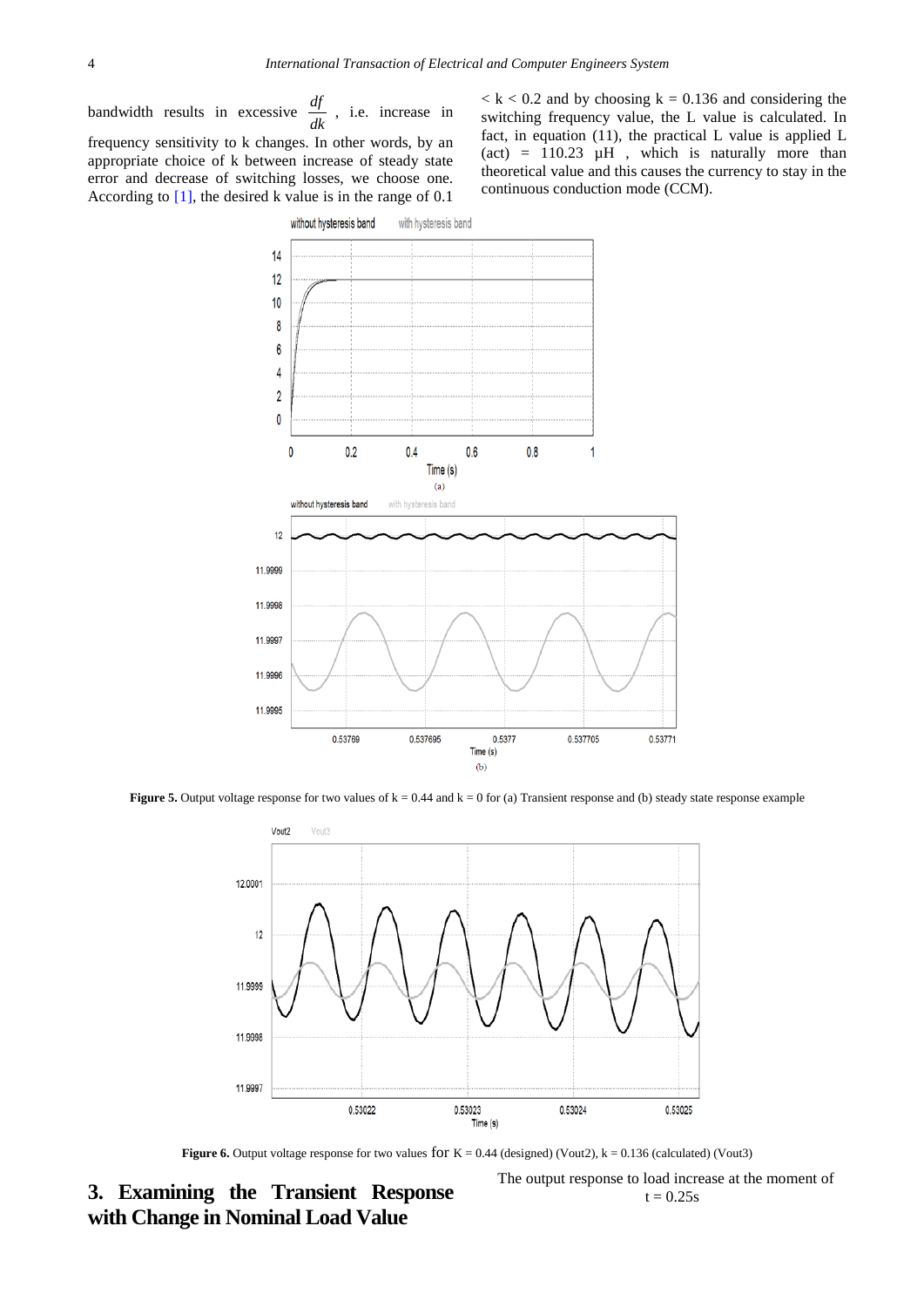bandwidth results in excessive $\frac{df}{dk}$ , i.e. increase in frequency sensitivity to k changes. In other words, by an appropriate choice of k between increase of steady state error and decrease of switching losses, we choose one. According to [1], the desired k value is in the range of $0.1 < k < 0.2$ and by choosing $k = 0.136$ and considering the switching frequency value, the L value is calculated. In fact, in equation (11), the practical L value is applied L (act) = 110.23 μH , which is naturally more than theoretical value and this causes the currency to stay in the continuous conduction mode (CCM).

**Figure 5.** Output voltage response for two values of k = 0.44 and k = 0 for (a) Transient response and (b) steady state response example

**Figure 6.** Output voltage response for two values for K = 0.44 (designed) (Vout2), k = 0.136 (calculated) (Vout3)

## 3. Examining the Transient Response with Change in Nominal Load Value

The output response to load increase at the moment of t = 0.25s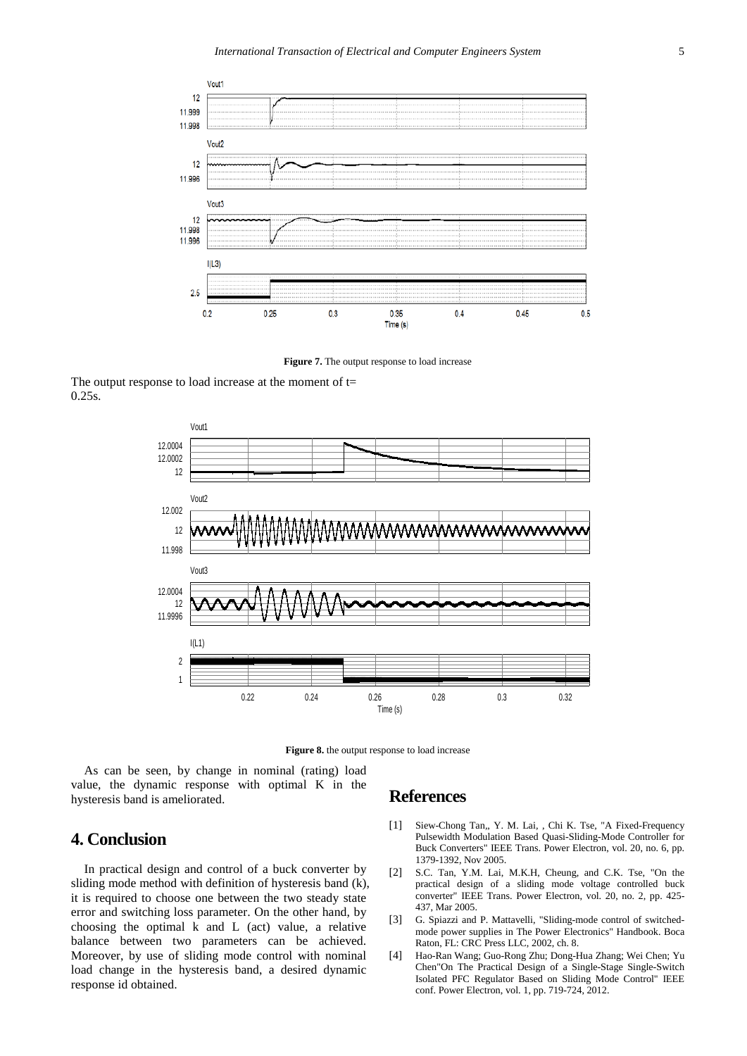Figure 7. The output response to load increase

The output response to load increase at the moment of t= 0.25s.

Figure 8. the output response to load increase

As can be seen, by change in nominal (rating) load value, the dynamic response with optimal K in the hysteresis band is ameliorated.

## 4. Conclusion

In practical design and control of a buck converter by sliding mode method with definition of hysteresis band (k), it is required to choose one between the two steady state error and switching loss parameter. On the other hand, by choosing the optimal k and L (act) value, a relative balance between two parameters can be achieved. Moreover, by use of sliding mode control with nominal load change in the hysteresis band, a desired dynamic response id obtained.

## References

[1] Siew-Chong Tan,, Y. M. Lai, , Chi K. Tse, "A Fixed-Frequency Pulsewidth Modulation Based Quasi-Sliding-Mode Controller for Buck Converters" IEEE Trans. Power Electron, vol. 20, no. 6, pp. 1379-1392, Nov 2005.

[2] S.C. Tan, Y.M. Lai, M.K.H, Cheung, and C.K. Tse, "On the practical design of a sliding mode voltage controlled buck converter" IEEE Trans. Power Electron, vol. 20, no. 2, pp. 425-437, Mar 2005.

[3] G. Spiazzi and P. Mattavelli, "Sliding-mode control of switched-mode power supplies in The Power Electronics" Handbook. Boca Raton, FL: CRC Press LLC, 2002, ch. 8.

[4] Hao-Ran Wang; Guo-Rong Zhu; Dong-Hua Zhang; Wei Chen; Yu Chen"On The Practical Design of a Single-Stage Single-Switch Isolated PFC Regulator Based on Sliding Mode Control" IEEE conf. Power Electron, vol. 1, pp. 719-724, 2012.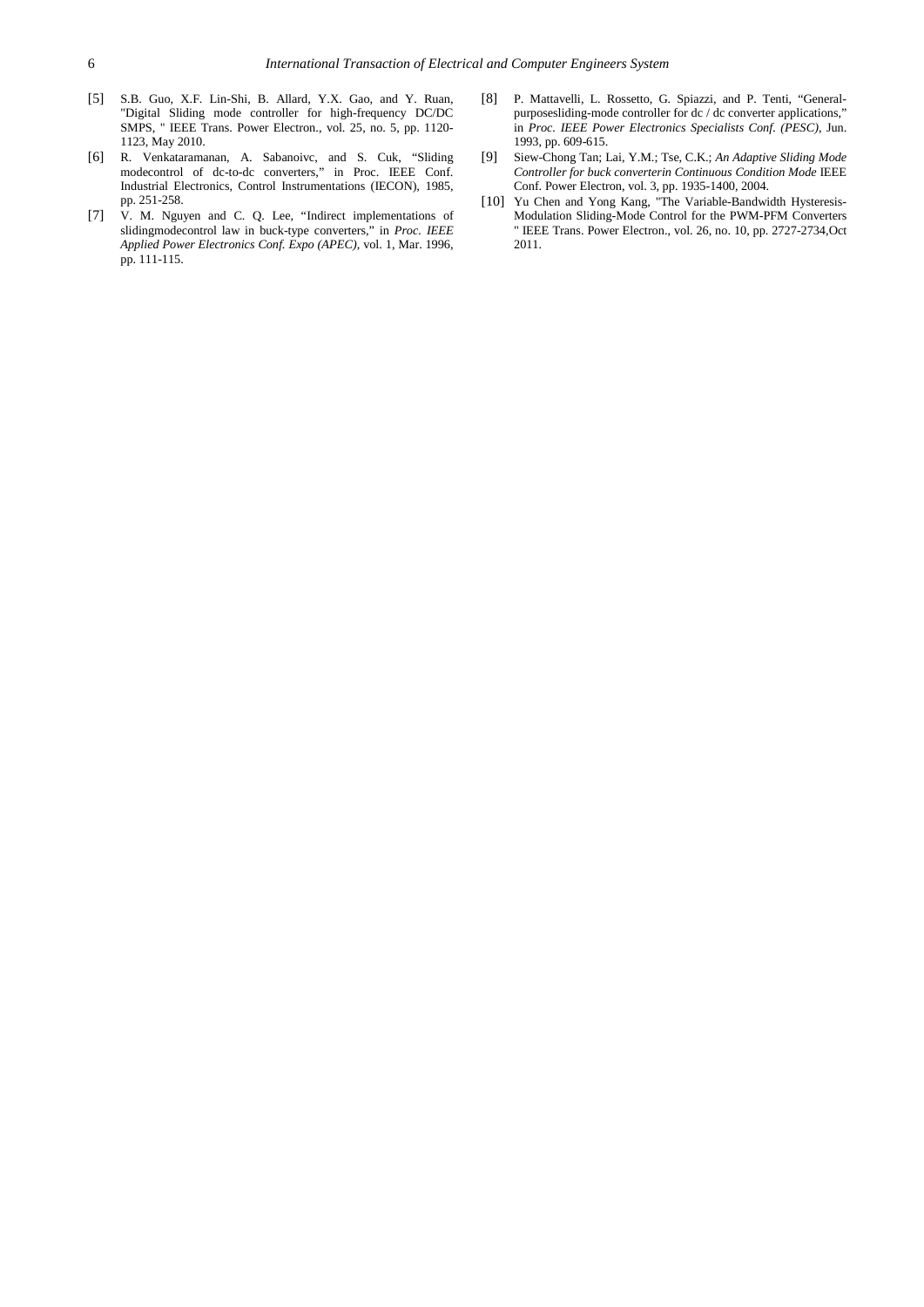[5] S.B. Guo, X.F. Lin-Shi, B. Allard, Y.X. Gao, and Y. Ruan, "Digital Sliding mode controller for high-frequency DC/DC SMPS, " IEEE Trans. Power Electron., vol. 25, no. 5, pp. 1120-1123, May 2010.

[6] R. Venkataramanan, A. Sabanoivc, and S. Cuk, "Sliding modecontrol of dc-to-dc converters," in Proc. IEEE Conf. Industrial Electronics, Control Instrumentations (IECON), 1985, pp. 251-258.

[7] V. M. Nguyen and C. Q. Lee, "Indirect implementations of slidingmodecontrol law in buck-type converters," in *Proc. IEEE Applied Power Electronics Conf. Expo (APEC)*, vol. 1, Mar. 1996, pp. 111-115.

[8] P. Mattavelli, L. Rossetto, G. Spiazzi, and P. Tenti, "General-purposesliding-mode controller for dc / dc converter applications," in *Proc. IEEE Power Electronics Specialists Conf. (PESC)*, Jun. 1993, pp. 609-615.

[9] Siew-Chong Tan; Lai, Y.M.; Tse, C.K.; *An Adaptive Sliding Mode Controller for buck converterin Continuous Condition Mode* IEEE Conf. Power Electron, vol. 3, pp. 1935-1400, 2004.

[10] Yu Chen and Yong Kang, "The Variable-Bandwidth Hysteresis-Modulation Sliding-Mode Control for the PWM-PFM Converters " IEEE Trans. Power Electron., vol. 26, no. 10, pp. 2727-2734,Oct 2011.